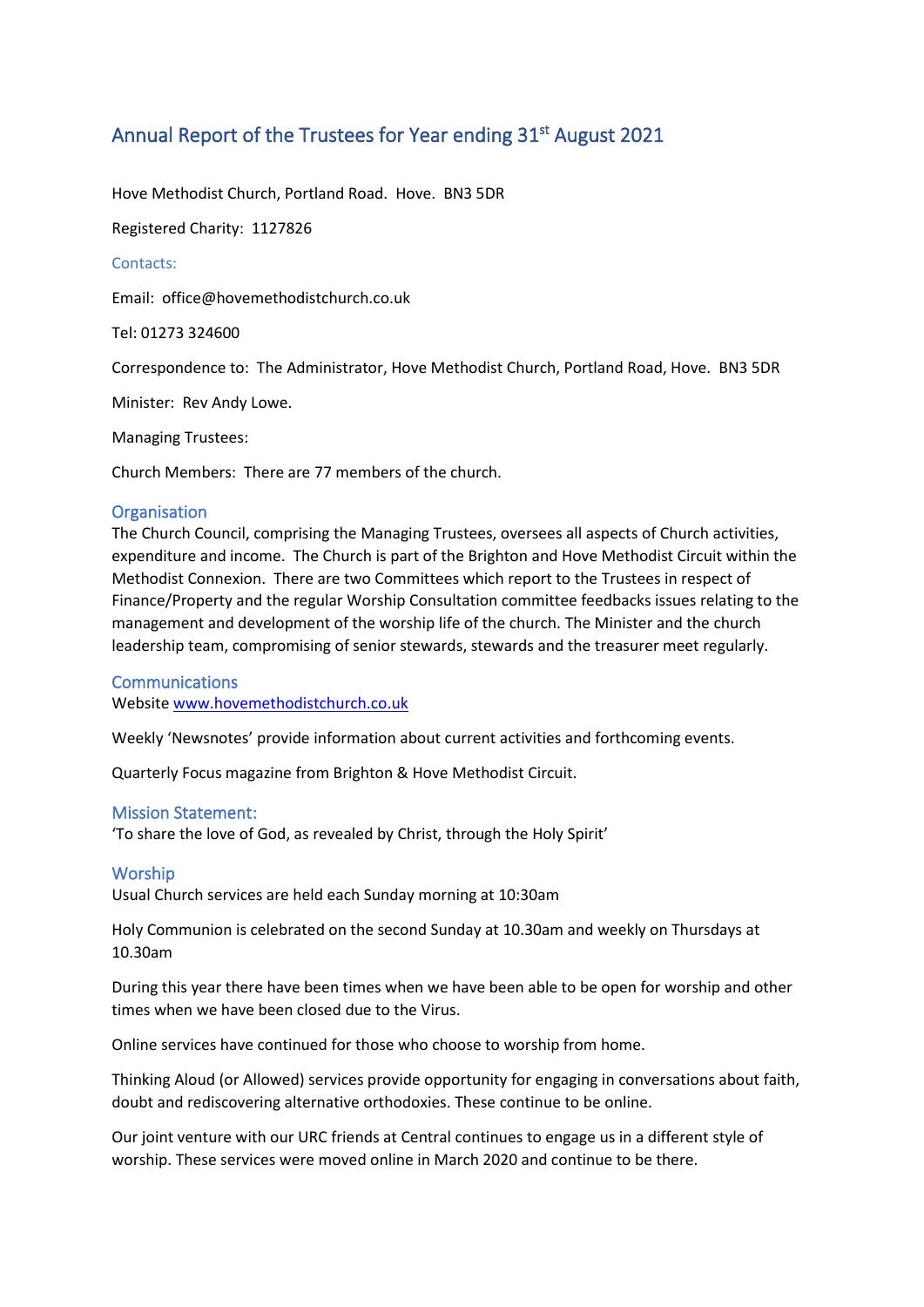# Annual Report of the Trustees for Year ending 31st August 2021

Hove Methodist Church, Portland Road. Hove. BN3 5DR

Registered Charity: 1127826

## Contacts:

Email: office@hovemethodistchurch.co.uk

Tel: 01273 324600

Correspondence to: The Administrator, Hove Methodist Church, Portland Road, Hove. BN3 5DR

Minister: Rev Andy Lowe.

Managing Trustees:

Church Members: There are 77 members of the church.

## Organisation

The Church Council, comprising the Managing Trustees, oversees all aspects of Church activities, expenditure and income. The Church is part of the Brighton and Hove Methodist Circuit within the Methodist Connexion. There are two Committees which report to the Trustees in respect of Finance/Property and the regular Worship Consultation committee feedbacks issues relating to the management and development of the worship life of the church. The Minister and the church leadership team, compromising of senior stewards, stewards and the treasurer meet regularly.

## Communications

Website [www.hovemethodistchurch.co.uk](http://www.hovemethodistchurch.co.uk)

Weekly 'Newsnotes' provide information about current activities and forthcoming events.

Quarterly Focus magazine from Brighton & Hove Methodist Circuit.

## Mission Statement:

'To share the love of God, as revealed by Christ, through the Holy Spirit'

## Worship

Usual Church services are held each Sunday morning at 10:30am

Holy Communion is celebrated on the second Sunday at 10.30am and weekly on Thursdays at 10.30am

During this year there have been times when we have been able to be open for worship and other times when we have been closed due to the Virus.

Online services have continued for those who choose to worship from home.

Thinking Aloud (or Allowed) services provide opportunity for engaging in conversations about faith, doubt and rediscovering alternative orthodoxies. These continue to be online.

Our joint venture with our URC friends at Central continues to engage us in a different style of worship. These services were moved online in March 2020 and continue to be there.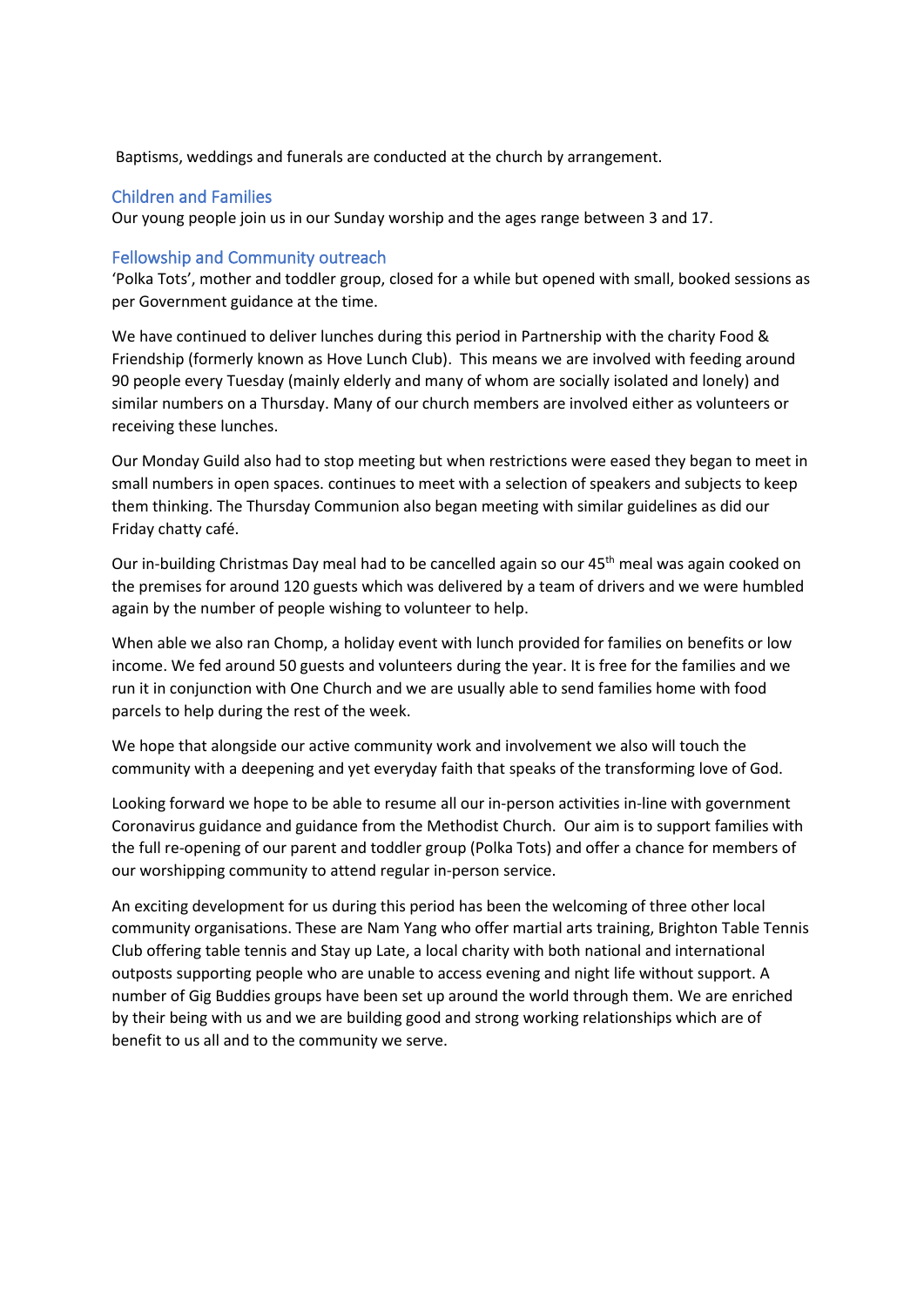Baptisms, weddings and funerals are conducted at the church by arrangement.

## Children and Families

Our young people join us in our Sunday worship and the ages range between 3 and 17.

## Fellowship and Community outreach

'Polka Tots', mother and toddler group, closed for a while but opened with small, booked sessions as per Government guidance at the time.

We have continued to deliver lunches during this period in Partnership with the charity Food & Friendship (formerly known as Hove Lunch Club). This means we are involved with feeding around 90 people every Tuesday (mainly elderly and many of whom are socially isolated and lonely) and similar numbers on a Thursday. Many of our church members are involved either as volunteers or receiving these lunches.

Our Monday Guild also had to stop meeting but when restrictions were eased they began to meet in small numbers in open spaces. continues to meet with a selection of speakers and subjects to keep them thinking. The Thursday Communion also began meeting with similar guidelines as did our Friday chatty café.

Our in-building Christmas Day meal had to be cancelled again so our 45th meal was again cooked on the premises for around 120 guests which was delivered by a team of drivers and we were humbled again by the number of people wishing to volunteer to help.

When able we also ran Chomp, a holiday event with lunch provided for families on benefits or low income. We fed around 50 guests and volunteers during the year. It is free for the families and we run it in conjunction with One Church and we are usually able to send families home with food parcels to help during the rest of the week.

We hope that alongside our active community work and involvement we also will touch the community with a deepening and yet everyday faith that speaks of the transforming love of God.

Looking forward we hope to be able to resume all our in-person activities in-line with government Coronavirus guidance and guidance from the Methodist Church. Our aim is to support families with the full re-opening of our parent and toddler group (Polka Tots) and offer a chance for members of our worshipping community to attend regular in-person service.

An exciting development for us during this period has been the welcoming of three other local community organisations. These are Nam Yang who offer martial arts training, Brighton Table Tennis Club offering table tennis and Stay up Late, a local charity with both national and international outposts supporting people who are unable to access evening and night life without support. A number of Gig Buddies groups have been set up around the world through them. We are enriched by their being with us and we are building good and strong working relationships which are of benefit to us all and to the community we serve.